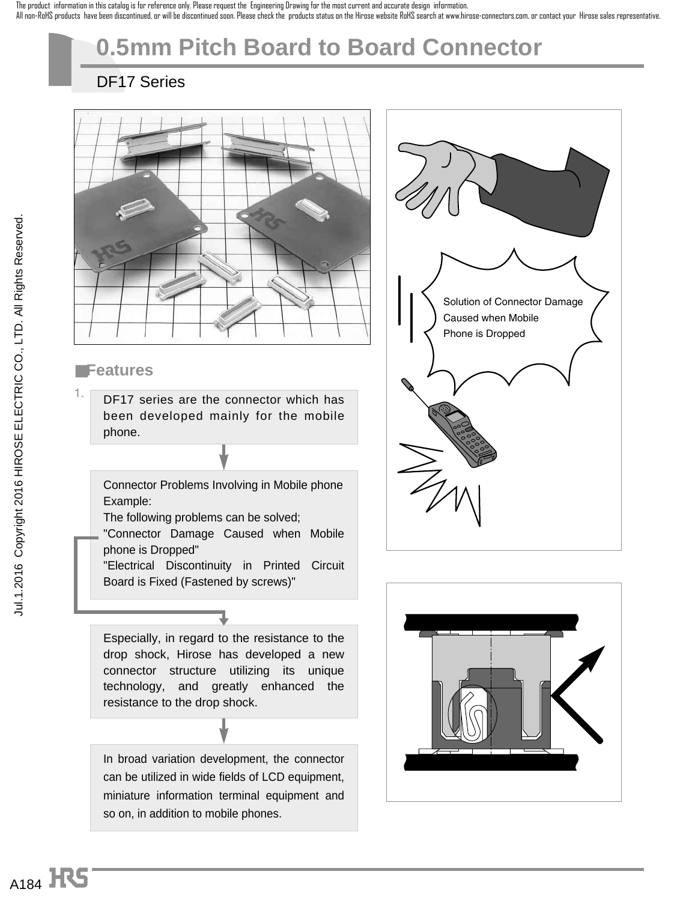The product information in this catalog is for reference only. Please request the Engineering Drawing for the most current and accurate design information.
All non-RoHS products have been discontinued, or will be discontinued soon. Please check the products status on the Hirose website RoHS search at www.hirose-connectors.com, or contact your Hirose sales representative.

# 0.5mm Pitch Board to Board Connector

## DF17 Series

Solution of Connector Damage Caused when Mobile Phone is Dropped

### ■Features

1.

DF17 series are the connector which has been developed mainly for the mobile phone.

Connector Problems Involving in Mobile phone Example:
The following problems can be solved;
"Connector Damage Caused when Mobile phone is Dropped"
"Electrical Discontinuity in Printed Circuit Board is Fixed (Fastened by screws)"

Especially, in regard to the resistance to the drop shock, Hirose has developed a new connector structure utilizing its unique technology, and greatly enhanced the resistance to the drop shock.

In broad variation development, the connector can be utilized in wide fields of LCD equipment, miniature information terminal equipment and so on, in addition to mobile phones.

Jul.1.2016 Copyright 2016 HIROSE ELECTRIC CO., LTD. All Rights Reserved.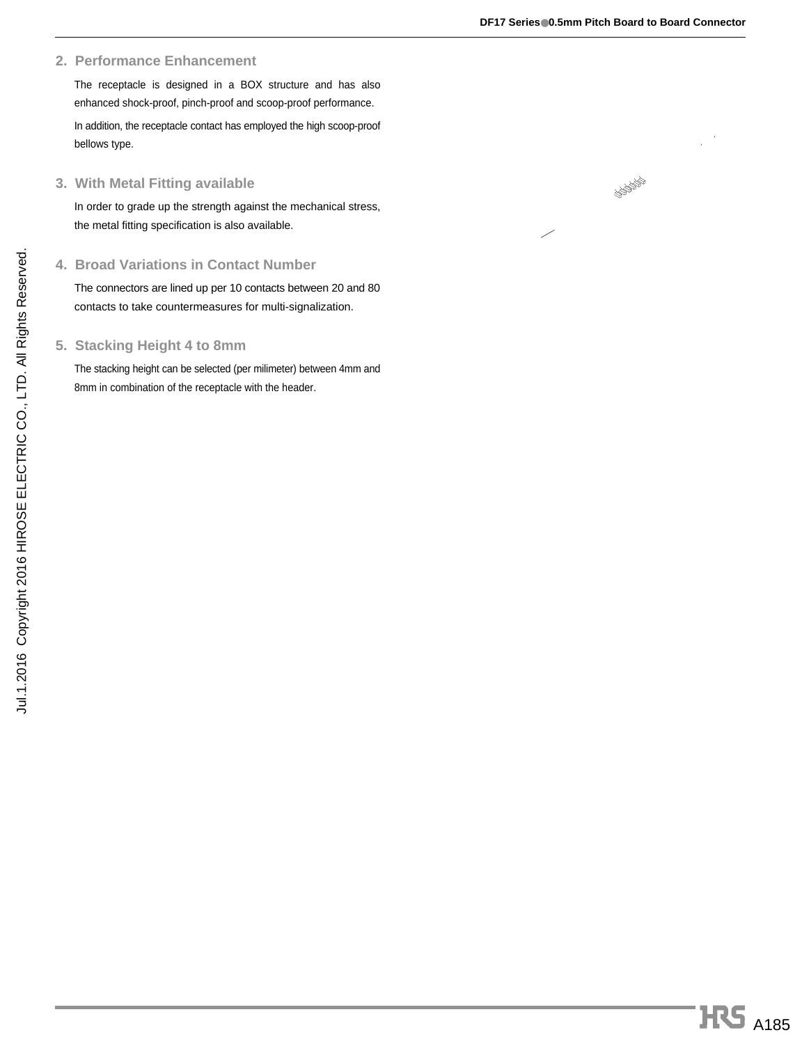## 2. Performance Enhancement

The receptacle is designed in a BOX structure and has also enhanced shock-proof, pinch-proof and scoop-proof performance.

In addition, the receptacle contact has employed the high scoop-proof bellows type.

## 3. With Metal Fitting available

In order to grade up the strength against the mechanical stress, the metal fitting specification is also available.

## 4. Broad Variations in Contact Number

The connectors are lined up per 10 contacts between 20 and 80 contacts to take countermeasures for multi-signalization.

## 5. Stacking Height 4 to 8mm

The stacking height can be selected (per milimeter) between 4mm and 8mm in combination of the receptacle with the header.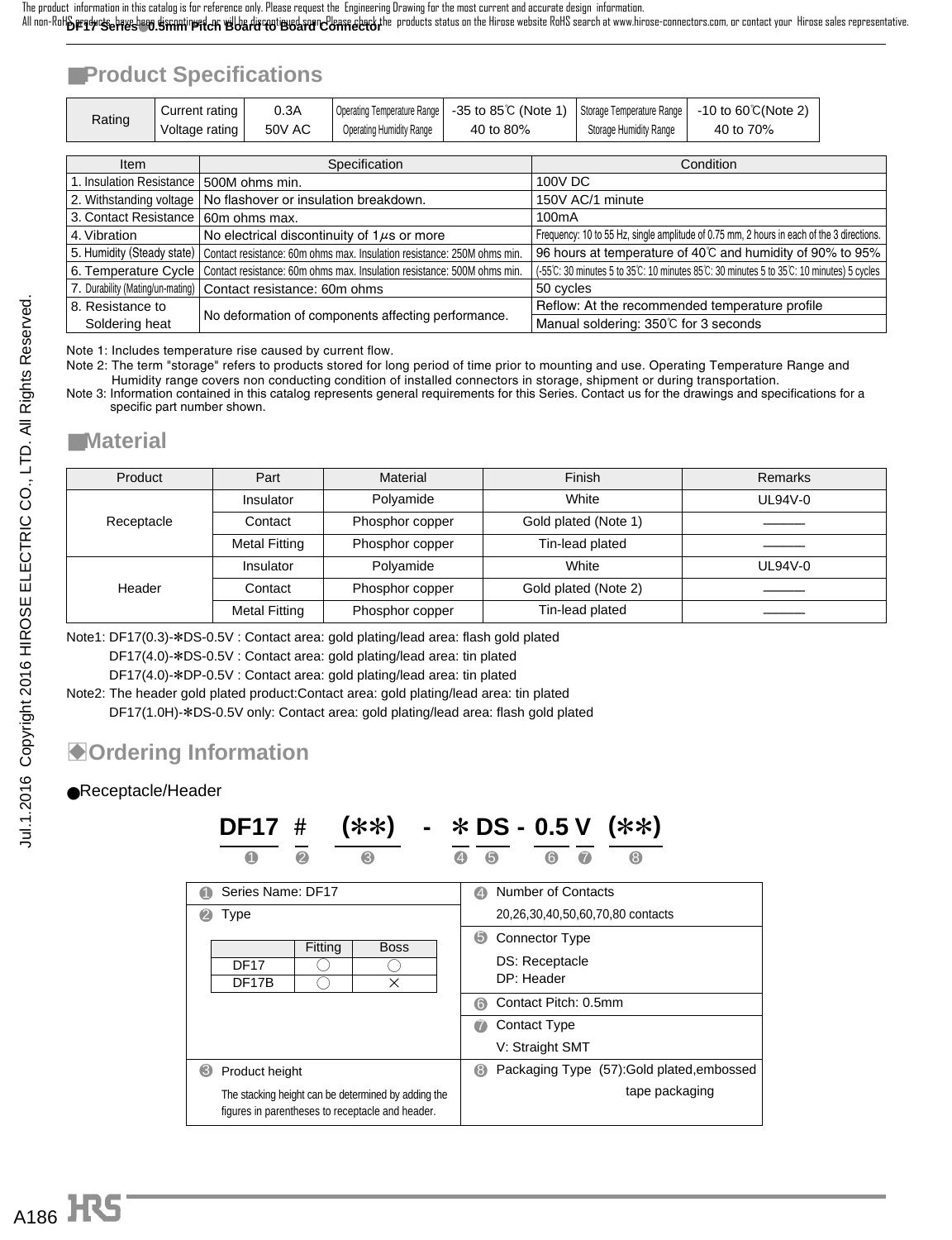## Product Specifications

| Rating | Current rating | 0.3A | Operating Temperature Range | -35 to 85℃ (Note 1) | Storage Temperature Range | -10 to 60℃(Note 2) |
|---|---|---|---|---|---|---|
| | Voltage rating | 50V AC | Operating Humidity Range | 40 to 80% | Storage Humidity Range | 40 to 70% |

| Item | Specification | Condition |
|---|---|---|
| 1. Insulation Resistance | 500M ohms min. | 100V DC |
| 2. Withstanding voltage | No flashover or insulation breakdown. | 150V AC/1 minute |
| 3. Contact Resistance | 60m ohms max. | 100mA |
| 4. Vibration | No electrical discontinuity of 1μs or more | Frequency: 10 to 55 Hz, single amplitude of 0.75 mm, 2 hours in each of the 3 directions. |
| 5. Humidity (Steady state) | Contact resistance: 60m ohms max. Insulation resistance: 250M ohms min. | 96 hours at temperature of 40℃ and humidity of 90% to 95% |
| 6. Temperature Cycle | Contact resistance: 60m ohms max. Insulation resistance: 500M ohms min. | (-55℃: 30 minutes 5 to 35℃: 10 minutes 85℃: 30 minutes 5 to 35℃: 10 minutes) 5 cycles |
| 7. Durability (Mating/un-mating) | Contact resistance: 60m ohms | 50 cycles |
| 8. Resistance to Soldering heat | No deformation of components affecting performance. | Reflow: At the recommended temperature profile |
| | | Manual soldering: 350℃ for 3 seconds |

Note 1: Includes temperature rise caused by current flow.

Note 2: The term "storage" refers to products stored for long period of time prior to mounting and use. Operating Temperature Range and Humidity range covers non conducting condition of installed connectors in storage, shipment or during transportation.

Note 3: Information contained in this catalog represents general requirements for this Series. Contact us for the drawings and specifications for a specific part number shown.

## Material

| Product | Part | Material | Finish | Remarks |
|---|---|---|---|---|
| Receptacle | Insulator | Polyamide | White | UL94V-0 |
| | Contact | Phosphor copper | Gold plated (Note 1) | ——— |
| | Metal Fitting | Phosphor copper | Tin-lead plated | ——— |
| Header | Insulator | Polyamide | White | UL94V-0 |
| | Contact | Phosphor copper | Gold plated (Note 2) | ——— |
| | Metal Fitting | Phosphor copper | Tin-lead plated | ——— |

Note1: DF17(0.3)-∗DS-0.5V : Contact area: gold plating/lead area: flash gold plated
DF17(4.0)-∗DS-0.5V : Contact area: gold plating/lead area: tin plated
DF17(4.0)-∗DP-0.5V : Contact area: gold plating/lead area: tin plated

Note2: The header gold plated product:Contact area: gold plating/lead area: tin plated
DF17(1.0H)-∗DS-0.5V only: Contact area: gold plating/lead area: flash gold plated

## Ordering Information

● Receptacle/Header

**DF17 # (∗∗) - ∗ DS - 0.5 V (∗∗)**

❶ ❷ ❸ ❹ ❺ ❻ ❼ ❽

❶ Series Name: DF17

❷ Type

| | Fitting | Boss |
|---|---|---|
| DF17 | ○ | ○ |
| DF17B | ○ | × |

❸ Product height

The stacking height can be determined by adding the figures in parentheses to receptacle and header.

❹ Number of Contacts

20,26,30,40,50,60,70,80 contacts

❺ Connector Type

DS: Receptacle
DP: Header

❻ Contact Pitch: 0.5mm

❼ Contact Type

V: Straight SMT

❽ Packaging Type (57):Gold plated,embossed tape packaging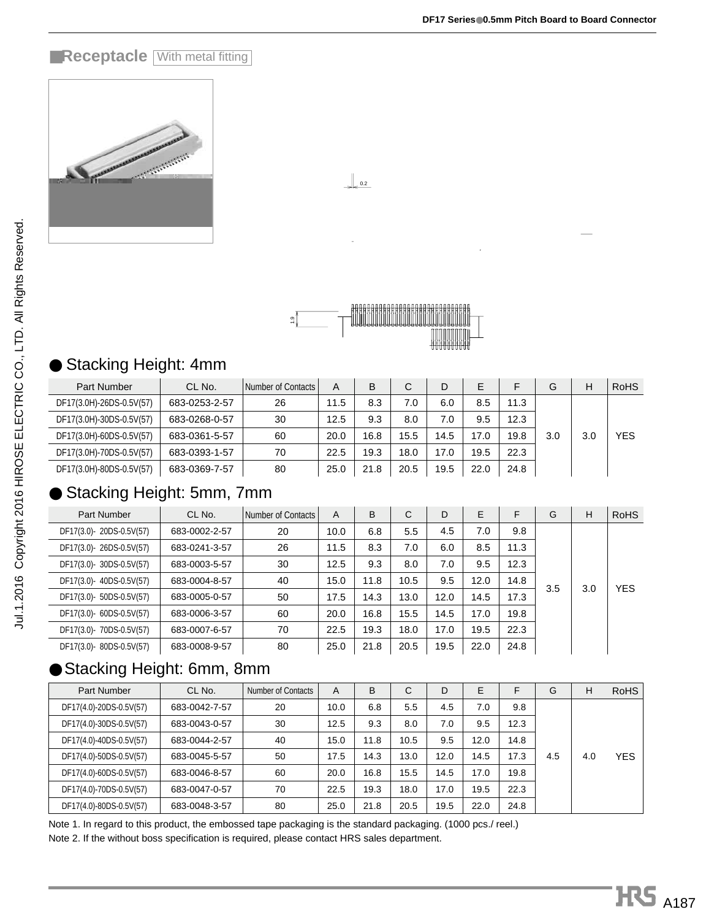## Receptacle With metal fitting

● Stacking Height: 4mm

| Part Number | CL No. | Number of Contacts | A | B | C | D | E | F | G | H | RoHS |
|---|---|---|---|---|---|---|---|---|---|---|---|
| DF17(3.0H)-26DS-0.5V(57) | 683-0253-2-57 | 26 | 11.5 | 8.3 | 7.0 | 6.0 | 8.5 | 11.3 | 3.0 | 3.0 | YES |
| DF17(3.0H)-30DS-0.5V(57) | 683-0268-0-57 | 30 | 12.5 | 9.3 | 8.0 | 7.0 | 9.5 | 12.3 | | | |
| DF17(3.0H)-60DS-0.5V(57) | 683-0361-5-57 | 60 | 20.0 | 16.8 | 15.5 | 14.5 | 17.0 | 19.8 | | | |
| DF17(3.0H)-70DS-0.5V(57) | 683-0393-1-57 | 70 | 22.5 | 19.3 | 18.0 | 17.0 | 19.5 | 22.3 | | | |
| DF17(3.0H)-80DS-0.5V(57) | 683-0369-7-57 | 80 | 25.0 | 21.8 | 20.5 | 19.5 | 22.0 | 24.8 | | | |

● Stacking Height: 5mm, 7mm

| Part Number | CL No. | Number of Contacts | A | B | C | D | E | F | G | H | RoHS |
|---|---|---|---|---|---|---|---|---|---|---|---|
| DF17(3.0)- 20DS-0.5V(57) | 683-0002-2-57 | 20 | 10.0 | 6.8 | 5.5 | 4.5 | 7.0 | 9.8 | 3.5 | 3.0 | YES |
| DF17(3.0)- 26DS-0.5V(57) | 683-0241-3-57 | 26 | 11.5 | 8.3 | 7.0 | 6.0 | 8.5 | 11.3 | | | |
| DF17(3.0)- 30DS-0.5V(57) | 683-0003-5-57 | 30 | 12.5 | 9.3 | 8.0 | 7.0 | 9.5 | 12.3 | | | |
| DF17(3.0)- 40DS-0.5V(57) | 683-0004-8-57 | 40 | 15.0 | 11.8 | 10.5 | 9.5 | 12.0 | 14.8 | | | |
| DF17(3.0)- 50DS-0.5V(57) | 683-0005-0-57 | 50 | 17.5 | 14.3 | 13.0 | 12.0 | 14.5 | 17.3 | | | |
| DF17(3.0)- 60DS-0.5V(57) | 683-0006-3-57 | 60 | 20.0 | 16.8 | 15.5 | 14.5 | 17.0 | 19.8 | | | |
| DF17(3.0)- 70DS-0.5V(57) | 683-0007-6-57 | 70 | 22.5 | 19.3 | 18.0 | 17.0 | 19.5 | 22.3 | | | |
| DF17(3.0)- 80DS-0.5V(57) | 683-0008-9-57 | 80 | 25.0 | 21.8 | 20.5 | 19.5 | 22.0 | 24.8 | | | |

● Stacking Height: 6mm, 8mm

| Part Number | CL No. | Number of Contacts | A | B | C | D | E | F | G | H | RoHS |
|---|---|---|---|---|---|---|---|---|---|---|---|
| DF17(4.0)-20DS-0.5V(57) | 683-0042-7-57 | 20 | 10.0 | 6.8 | 5.5 | 4.5 | 7.0 | 9.8 | 4.5 | 4.0 | YES |
| DF17(4.0)-30DS-0.5V(57) | 683-0043-0-57 | 30 | 12.5 | 9.3 | 8.0 | 7.0 | 9.5 | 12.3 | | | |
| DF17(4.0)-40DS-0.5V(57) | 683-0044-2-57 | 40 | 15.0 | 11.8 | 10.5 | 9.5 | 12.0 | 14.8 | | | |
| DF17(4.0)-50DS-0.5V(57) | 683-0045-5-57 | 50 | 17.5 | 14.3 | 13.0 | 12.0 | 14.5 | 17.3 | | | |
| DF17(4.0)-60DS-0.5V(57) | 683-0046-8-57 | 60 | 20.0 | 16.8 | 15.5 | 14.5 | 17.0 | 19.8 | | | |
| DF17(4.0)-70DS-0.5V(57) | 683-0047-0-57 | 70 | 22.5 | 19.3 | 18.0 | 17.0 | 19.5 | 22.3 | | | |
| DF17(4.0)-80DS-0.5V(57) | 683-0048-3-57 | 80 | 25.0 | 21.8 | 20.5 | 19.5 | 22.0 | 24.8 | | | |

Note 1. In regard to this product, the embossed tape packaging is the standard packaging. (1000 pcs./ reel.)

Note 2. If the without boss specification is required, please contact HRS sales department.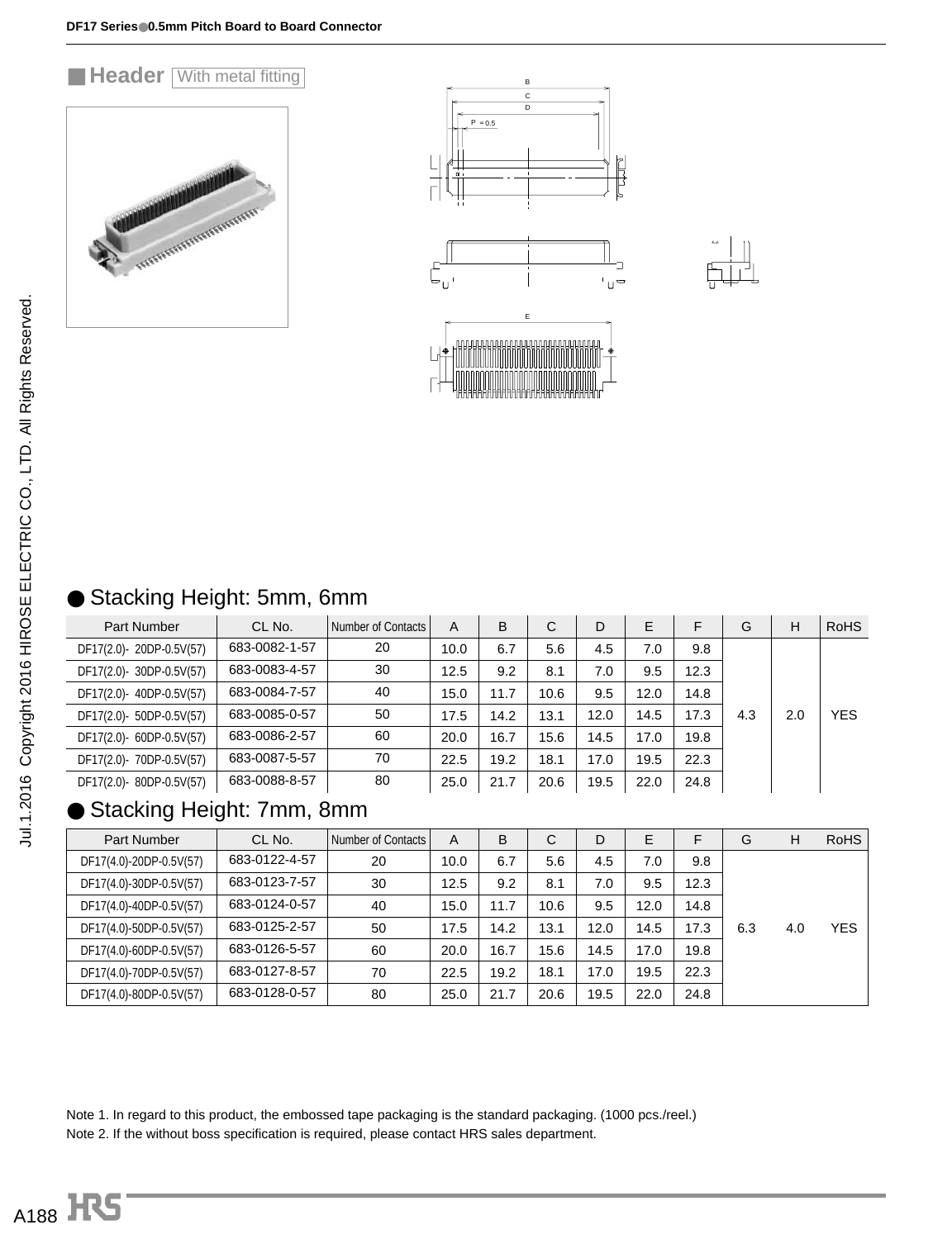## ■ Header With metal fitting

### ● Stacking Height: 5mm, 6mm

| Part Number | CL No. | Number of Contacts | A | B | C | D | E | F | G | H | RoHS |
|---|---|---|---|---|---|---|---|---|---|---|---|
| DF17(2.0)- 20DP-0.5V(57) | 683-0082-1-57 | 20 | 10.0 | 6.7 | 5.6 | 4.5 | 7.0 | 9.8 | 4.3 | 2.0 | YES |
| DF17(2.0)- 30DP-0.5V(57) | 683-0083-4-57 | 30 | 12.5 | 9.2 | 8.1 | 7.0 | 9.5 | 12.3 | | | |
| DF17(2.0)- 40DP-0.5V(57) | 683-0084-7-57 | 40 | 15.0 | 11.7 | 10.6 | 9.5 | 12.0 | 14.8 | | | |
| DF17(2.0)- 50DP-0.5V(57) | 683-0085-0-57 | 50 | 17.5 | 14.2 | 13.1 | 12.0 | 14.5 | 17.3 | | | |
| DF17(2.0)- 60DP-0.5V(57) | 683-0086-2-57 | 60 | 20.0 | 16.7 | 15.6 | 14.5 | 17.0 | 19.8 | | | |
| DF17(2.0)- 70DP-0.5V(57) | 683-0087-5-57 | 70 | 22.5 | 19.2 | 18.1 | 17.0 | 19.5 | 22.3 | | | |
| DF17(2.0)- 80DP-0.5V(57) | 683-0088-8-57 | 80 | 25.0 | 21.7 | 20.6 | 19.5 | 22.0 | 24.8 | | | |

### ● Stacking Height: 7mm, 8mm

| Part Number | CL No. | Number of Contacts | A | B | C | D | E | F | G | H | RoHS |
|---|---|---|---|---|---|---|---|---|---|---|---|
| DF17(4.0)-20DP-0.5V(57) | 683-0122-4-57 | 20 | 10.0 | 6.7 | 5.6 | 4.5 | 7.0 | 9.8 | 6.3 | 4.0 | YES |
| DF17(4.0)-30DP-0.5V(57) | 683-0123-7-57 | 30 | 12.5 | 9.2 | 8.1 | 7.0 | 9.5 | 12.3 | | | |
| DF17(4.0)-40DP-0.5V(57) | 683-0124-0-57 | 40 | 15.0 | 11.7 | 10.6 | 9.5 | 12.0 | 14.8 | | | |
| DF17(4.0)-50DP-0.5V(57) | 683-0125-2-57 | 50 | 17.5 | 14.2 | 13.1 | 12.0 | 14.5 | 17.3 | | | |
| DF17(4.0)-60DP-0.5V(57) | 683-0126-5-57 | 60 | 20.0 | 16.7 | 15.6 | 14.5 | 17.0 | 19.8 | | | |
| DF17(4.0)-70DP-0.5V(57) | 683-0127-8-57 | 70 | 22.5 | 19.2 | 18.1 | 17.0 | 19.5 | 22.3 | | | |
| DF17(4.0)-80DP-0.5V(57) | 683-0128-0-57 | 80 | 25.0 | 21.7 | 20.6 | 19.5 | 22.0 | 24.8 | | | |

Note 1. In regard to this product, the embossed tape packaging is the standard packaging. (1000 pcs./reel.)
Note 2. If the without boss specification is required, please contact HRS sales department.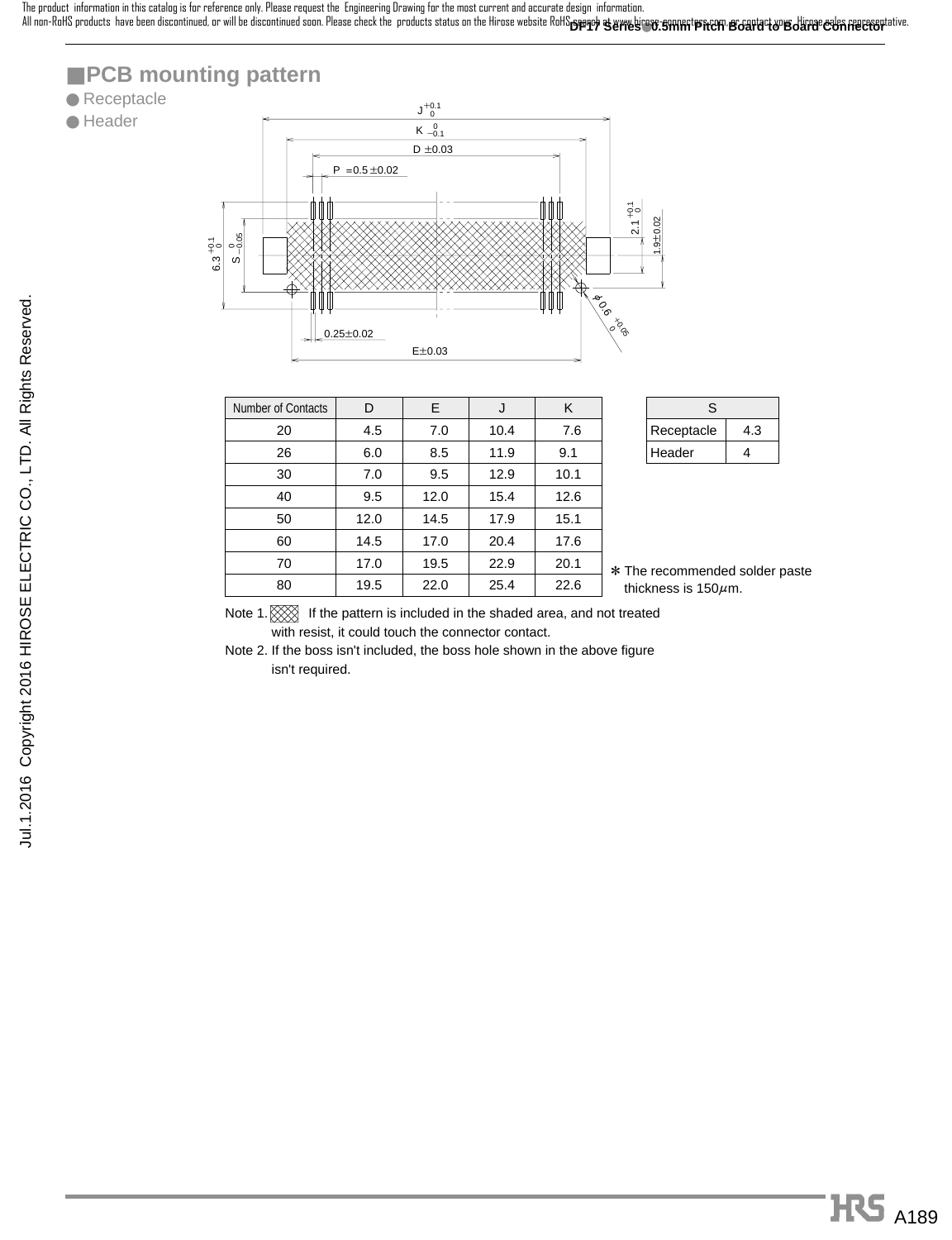## ■PCB mounting pattern

- Receptacle
- Header

| Number of Contacts | D | E | J | K |
|---|---|---|---|---|
| 20 | 4.5 | 7.0 | 10.4 | 7.6 |
| 26 | 6.0 | 8.5 | 11.9 | 9.1 |
| 30 | 7.0 | 9.5 | 12.9 | 10.1 |
| 40 | 9.5 | 12.0 | 15.4 | 12.6 |
| 50 | 12.0 | 14.5 | 17.9 | 15.1 |
| 60 | 14.5 | 17.0 | 20.4 | 17.6 |
| 70 | 17.0 | 19.5 | 22.9 | 20.1 |
| 80 | 19.5 | 22.0 | 25.4 | 22.6 |

| S | |
|---|---|
| Receptacle | 4.3 |
| Header | 4 |

* The recommended solder paste thickness is 150μm.

Note 1. If the pattern is included in the shaded area, and not treated with resist, it could touch the connector contact.

Note 2. If the boss isn't included, the boss hole shown in the above figure isn't required.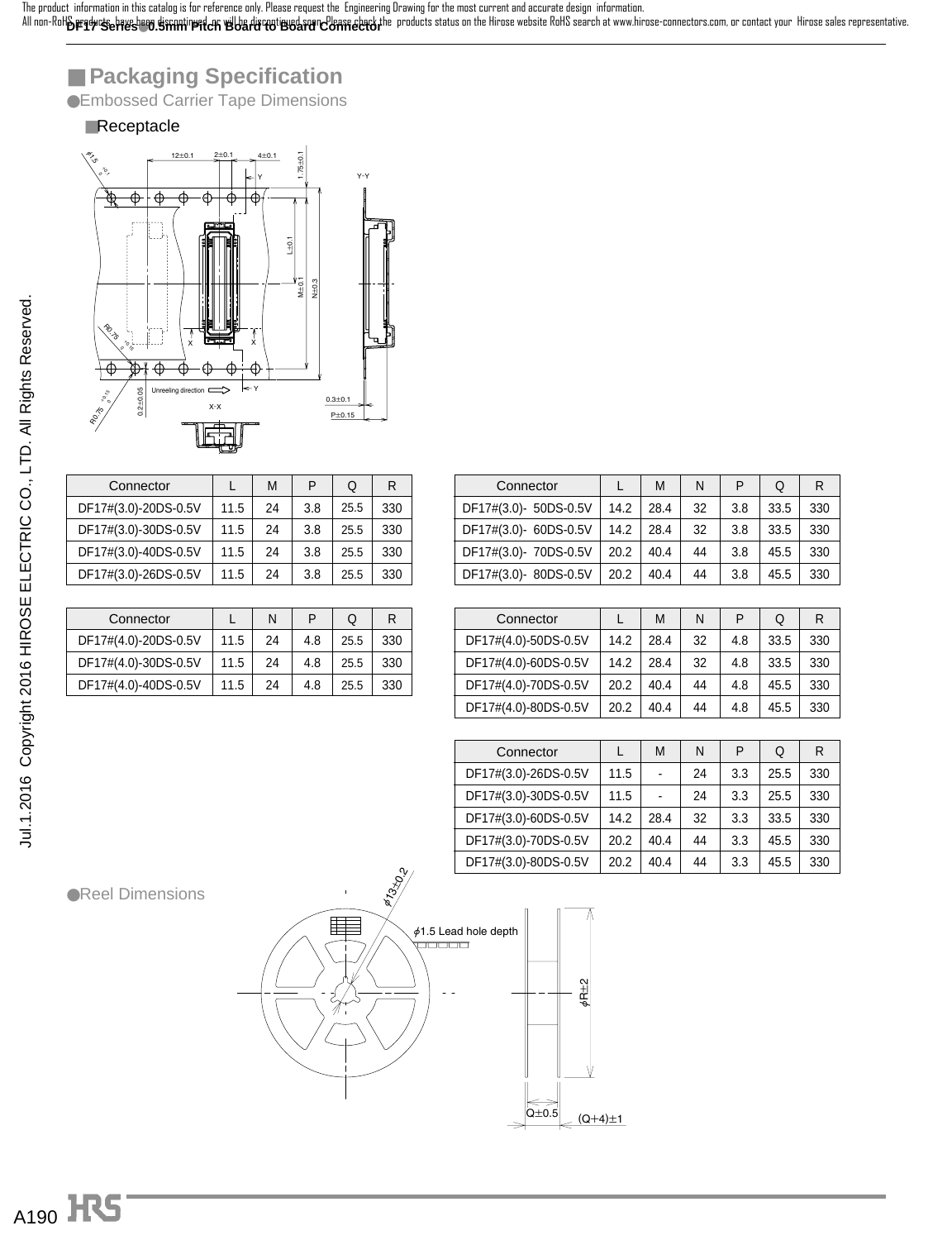## ■ Packaging Specification

●Embossed Carrier Tape Dimensions

■Receptacle

| Connector | L | M | P | Q | R |
|---|---|---|---|---|---|
| DF17#(3.0)-20DS-0.5V | 11.5 | 24 | 3.8 | 25.5 | 330 |
| DF17#(3.0)-30DS-0.5V | 11.5 | 24 | 3.8 | 25.5 | 330 |
| DF17#(3.0)-40DS-0.5V | 11.5 | 24 | 3.8 | 25.5 | 330 |
| DF17#(3.0)-26DS-0.5V | 11.5 | 24 | 3.8 | 25.5 | 330 |

| Connector | L | M | N | P | Q | R |
|---|---|---|---|---|---|---|
| DF17#(3.0)- 50DS-0.5V | 14.2 | 28.4 | 32 | 3.8 | 33.5 | 330 |
| DF17#(3.0)- 60DS-0.5V | 14.2 | 28.4 | 32 | 3.8 | 33.5 | 330 |
| DF17#(3.0)- 70DS-0.5V | 20.2 | 40.4 | 44 | 3.8 | 45.5 | 330 |
| DF17#(3.0)- 80DS-0.5V | 20.2 | 40.4 | 44 | 3.8 | 45.5 | 330 |

| Connector | L | N | P | Q | R |
|---|---|---|---|---|---|
| DF17#(4.0)-20DS-0.5V | 11.5 | 24 | 4.8 | 25.5 | 330 |
| DF17#(4.0)-30DS-0.5V | 11.5 | 24 | 4.8 | 25.5 | 330 |
| DF17#(4.0)-40DS-0.5V | 11.5 | 24 | 4.8 | 25.5 | 330 |

| Connector | L | M | N | P | Q | R |
|---|---|---|---|---|---|---|
| DF17#(4.0)-50DS-0.5V | 14.2 | 28.4 | 32 | 4.8 | 33.5 | 330 |
| DF17#(4.0)-60DS-0.5V | 14.2 | 28.4 | 32 | 4.8 | 33.5 | 330 |
| DF17#(4.0)-70DS-0.5V | 20.2 | 40.4 | 44 | 4.8 | 45.5 | 330 |
| DF17#(4.0)-80DS-0.5V | 20.2 | 40.4 | 44 | 4.8 | 45.5 | 330 |

| Connector | L | M | N | P | Q | R |
|---|---|---|---|---|---|---|
| DF17#(3.0)-26DS-0.5V | 11.5 | - | 24 | 3.3 | 25.5 | 330 |
| DF17#(3.0)-30DS-0.5V | 11.5 | - | 24 | 3.3 | 25.5 | 330 |
| DF17#(3.0)-60DS-0.5V | 14.2 | 28.4 | 32 | 3.3 | 33.5 | 330 |
| DF17#(3.0)-70DS-0.5V | 20.2 | 40.4 | 44 | 3.3 | 45.5 | 330 |
| DF17#(3.0)-80DS-0.5V | 20.2 | 40.4 | 44 | 3.3 | 45.5 | 330 |

●Reel Dimensions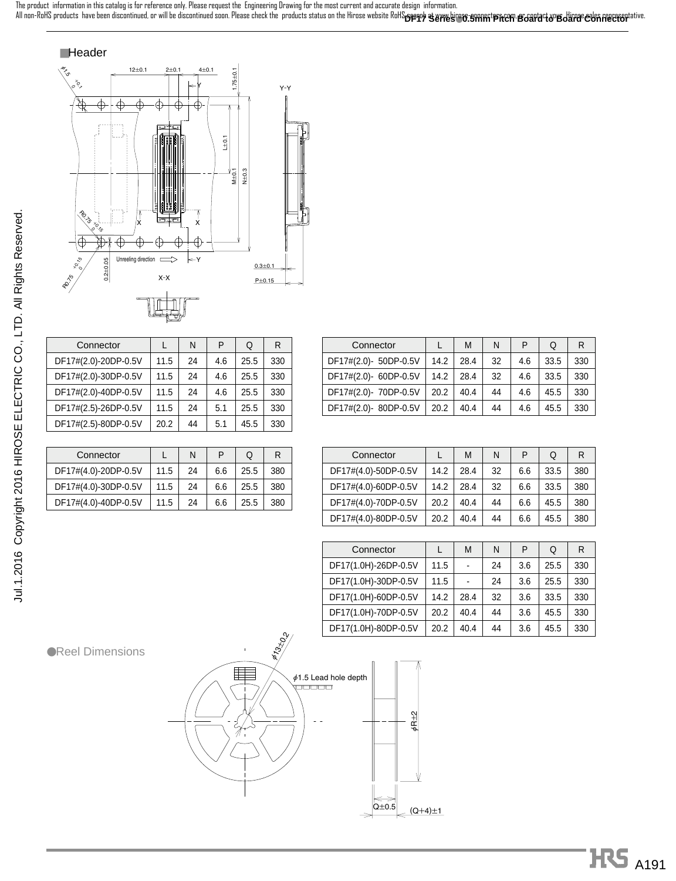■Header

| Connector | L | N | P | Q | R |
|---|---|---|---|---|---|
| DF17#(2.0)-20DP-0.5V | 11.5 | 24 | 4.6 | 25.5 | 330 |
| DF17#(2.0)-30DP-0.5V | 11.5 | 24 | 4.6 | 25.5 | 330 |
| DF17#(2.0)-40DP-0.5V | 11.5 | 24 | 4.6 | 25.5 | 330 |
| DF17#(2.5)-26DP-0.5V | 11.5 | 24 | 5.1 | 25.5 | 330 |
| DF17#(2.5)-80DP-0.5V | 20.2 | 44 | 5.1 | 45.5 | 330 |

| Connector | L | M | N | P | Q | R |
|---|---|---|---|---|---|---|
| DF17#(2.0)- 50DP-0.5V | 14.2 | 28.4 | 32 | 4.6 | 33.5 | 330 |
| DF17#(2.0)- 60DP-0.5V | 14.2 | 28.4 | 32 | 4.6 | 33.5 | 330 |
| DF17#(2.0)- 70DP-0.5V | 20.2 | 40.4 | 44 | 4.6 | 45.5 | 330 |
| DF17#(2.0)- 80DP-0.5V | 20.2 | 40.4 | 44 | 4.6 | 45.5 | 330 |

| Connector | L | N | P | Q | R |
|---|---|---|---|---|---|
| DF17#(4.0)-20DP-0.5V | 11.5 | 24 | 6.6 | 25.5 | 380 |
| DF17#(4.0)-30DP-0.5V | 11.5 | 24 | 6.6 | 25.5 | 380 |
| DF17#(4.0)-40DP-0.5V | 11.5 | 24 | 6.6 | 25.5 | 380 |

| Connector | L | M | N | P | Q | R |
|---|---|---|---|---|---|---|
| DF17#(4.0)-50DP-0.5V | 14.2 | 28.4 | 32 | 6.6 | 33.5 | 380 |
| DF17#(4.0)-60DP-0.5V | 14.2 | 28.4 | 32 | 6.6 | 33.5 | 380 |
| DF17#(4.0)-70DP-0.5V | 20.2 | 40.4 | 44 | 6.6 | 45.5 | 380 |
| DF17#(4.0)-80DP-0.5V | 20.2 | 40.4 | 44 | 6.6 | 45.5 | 380 |

| Connector | L | M | N | P | Q | R |
|---|---|---|---|---|---|---|
| DF17(1.0H)-26DP-0.5V | 11.5 | - | 24 | 3.6 | 25.5 | 330 |
| DF17(1.0H)-30DP-0.5V | 11.5 | - | 24 | 3.6 | 25.5 | 330 |
| DF17(1.0H)-60DP-0.5V | 14.2 | 28.4 | 32 | 3.6 | 33.5 | 330 |
| DF17(1.0H)-70DP-0.5V | 20.2 | 40.4 | 44 | 3.6 | 45.5 | 330 |
| DF17(1.0H)-80DP-0.5V | 20.2 | 40.4 | 44 | 3.6 | 45.5 | 330 |

●Reel Dimensions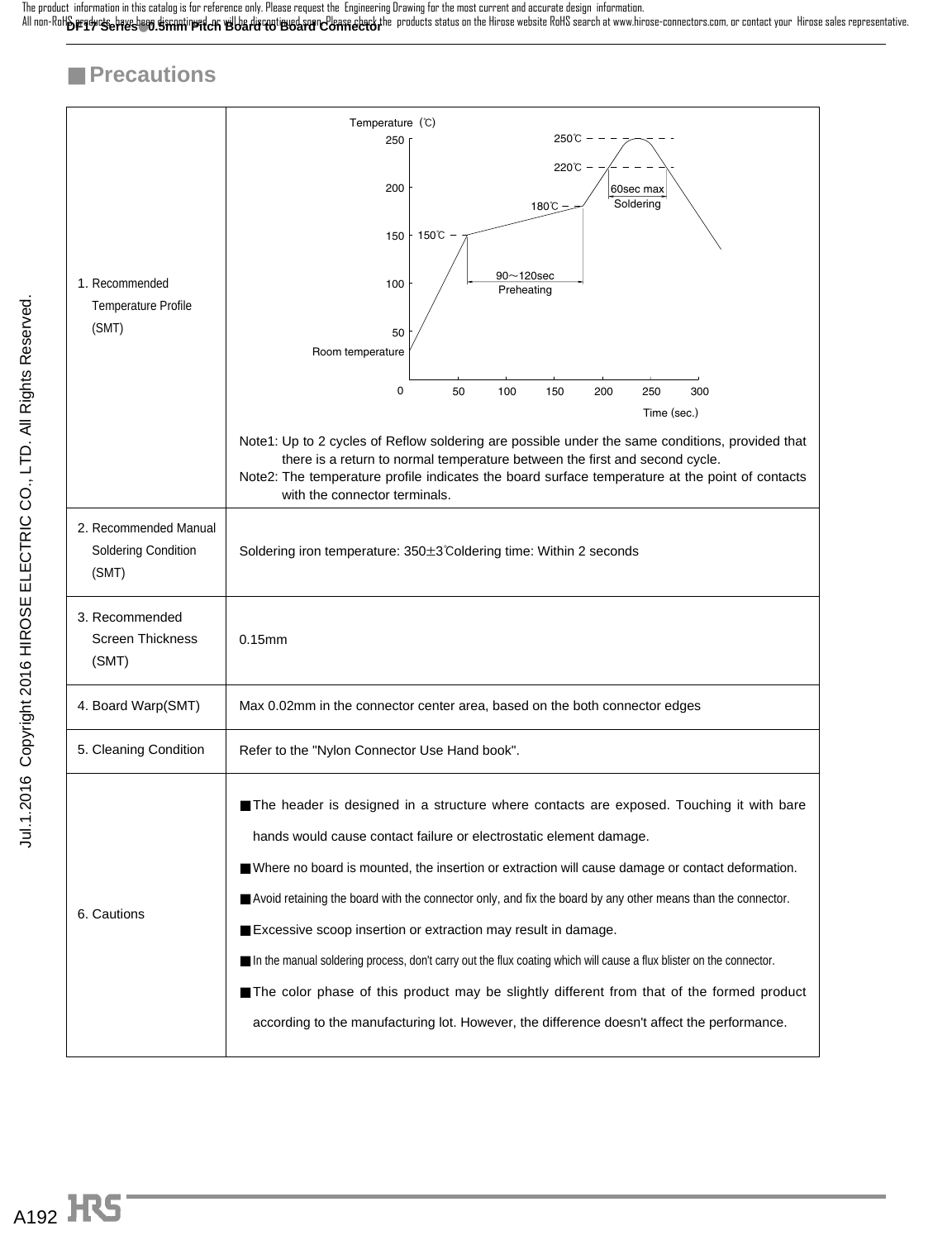## Precautions

| | |
|---|---|
| 1. Recommended Temperature Profile (SMT) | Temperature (℃)<br>250<br>200<br>150<br>100<br>50<br>Room temperature<br>0<br>250℃<br>220℃<br>180℃<br>150℃<br>60sec max<br>Soldering<br>90～120sec<br>Preheating<br>50 100 150 200 250 300<br>Time (sec.)<br><br>Note1: Up to 2 cycles of Reflow soldering are possible under the same conditions, provided that there is a return to normal temperature between the first and second cycle.<br>Note2: The temperature profile indicates the board surface temperature at the point of contacts with the connector terminals. |
| 2. Recommended Manual Soldering Condition (SMT) | Soldering iron temperature: 350±3℃oldering time: Within 2 seconds |
| 3. Recommended Screen Thickness (SMT) | 0.15mm |
| 4. Board Warp(SMT) | Max 0.02mm in the connector center area, based on the both connector edges |
| 5. Cleaning Condition | Refer to the "Nylon Connector Use Hand book". |
| 6. Cautions | ■The header is designed in a structure where contacts are exposed. Touching it with bare hands would cause contact failure or electrostatic element damage.<br>■Where no board is mounted, the insertion or extraction will cause damage or contact deformation.<br>■Avoid retaining the board with the connector only, and fix the board by any other means than the connector.<br>■Excessive scoop insertion or extraction may result in damage.<br>■In the manual soldering process, don't carry out the flux coating which will cause a flux blister on the connector.<br>■The color phase of this product may be slightly different from that of the formed product according to the manufacturing lot. However, the difference doesn't affect the performance. |